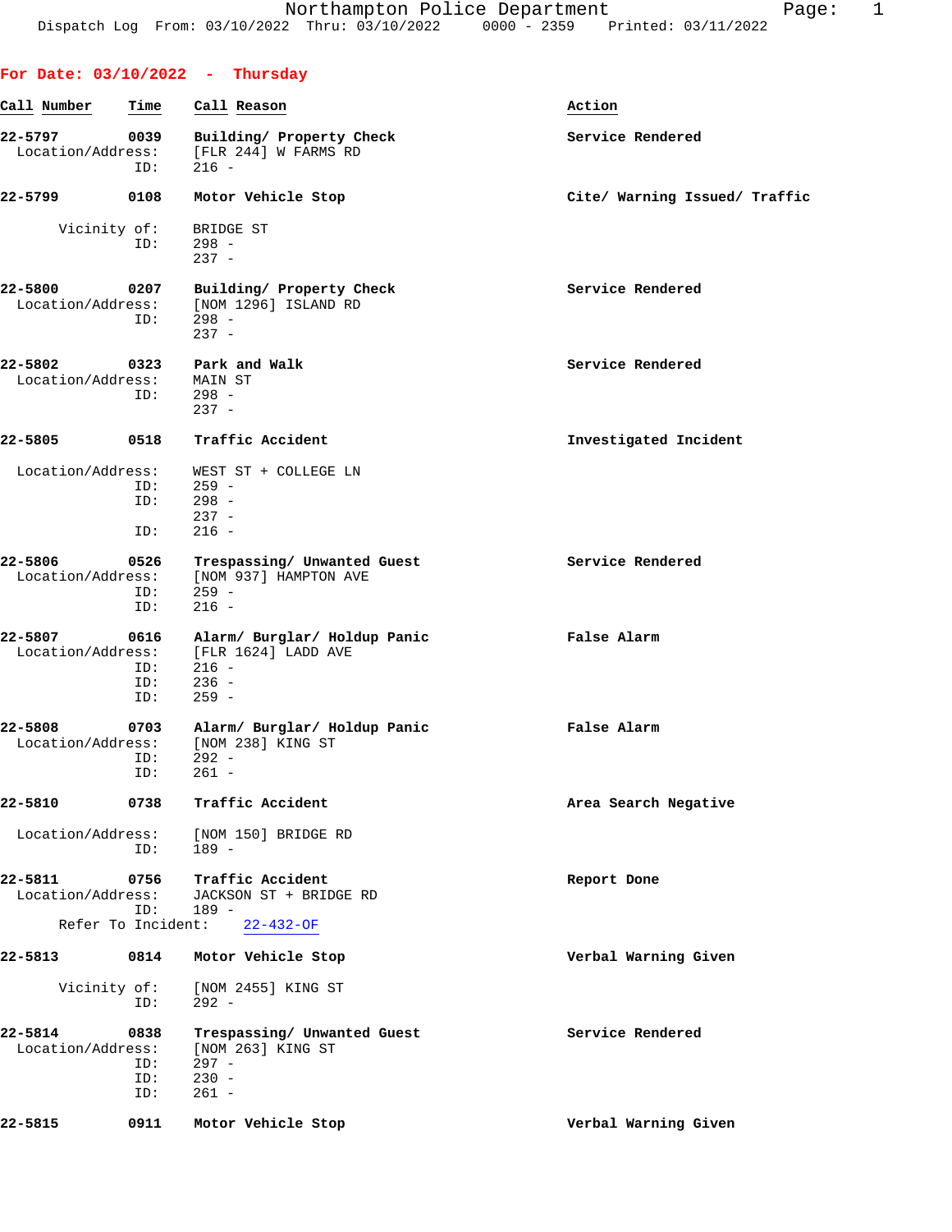Northampton Police Department
Dispatch Log From: 03/10/2022 Thru: 03/10/2022 0000 - 2359 Printed: 03/11/2022

## For Date: 03/10/2022 - Thursday

| Call Number | Time | Call Reason | Action |
|---|---|---|---|
| 22-5797 | 0039 | Building/ Property Check | Service Rendered |
| Location/Address: | | [FLR 244] W FARMS RD | |
| ID: | | 216 - | |
| 22-5799 | 0108 | Motor Vehicle Stop | Cite/ Warning Issued/ Traffic |
| Vicinity of: | | BRIDGE ST | |
| ID: | | 298 - | |
| | | 237 - | |
| 22-5800 | 0207 | Building/ Property Check | Service Rendered |
| Location/Address: | | [NOM 1296] ISLAND RD | |
| ID: | | 298 - | |
| | | 237 - | |
| 22-5802 | 0323 | Park and Walk | Service Rendered |
| Location/Address: | | MAIN ST | |
| ID: | | 298 - | |
| | | 237 - | |
| 22-5805 | 0518 | Traffic Accident | Investigated Incident |
| Location/Address: | | WEST ST + COLLEGE LN | |
| ID: | | 259 - | |
| ID: | | 298 - | |
| | | 237 - | |
| ID: | | 216 - | |
| 22-5806 | 0526 | Trespassing/ Unwanted Guest | Service Rendered |
| Location/Address: | | [NOM 937] HAMPTON AVE | |
| ID: | | 259 - | |
| ID: | | 216 - | |
| 22-5807 | 0616 | Alarm/ Burglar/ Holdup Panic | False Alarm |
| Location/Address: | | [FLR 1624] LADD AVE | |
| ID: | | 216 - | |
| ID: | | 236 - | |
| ID: | | 259 - | |
| 22-5808 | 0703 | Alarm/ Burglar/ Holdup Panic | False Alarm |
| Location/Address: | | [NOM 238] KING ST | |
| ID: | | 292 - | |
| ID: | | 261 - | |
| 22-5810 | 0738 | Traffic Accident | Area Search Negative |
| Location/Address: | | [NOM 150] BRIDGE RD | |
| ID: | | 189 - | |
| 22-5811 | 0756 | Traffic Accident | Report Done |
| Location/Address: | | JACKSON ST + BRIDGE RD | |
| ID: | | 189 - | |
| Refer To Incident: | | 22-432-OF | |
| 22-5813 | 0814 | Motor Vehicle Stop | Verbal Warning Given |
| Vicinity of: | | [NOM 2455] KING ST | |
| ID: | | 292 - | |
| 22-5814 | 0838 | Trespassing/ Unwanted Guest | Service Rendered |
| Location/Address: | | [NOM 263] KING ST | |
| ID: | | 297 - | |
| ID: | | 230 - | |
| ID: | | 261 - | |
| 22-5815 | 0911 | Motor Vehicle Stop | Verbal Warning Given |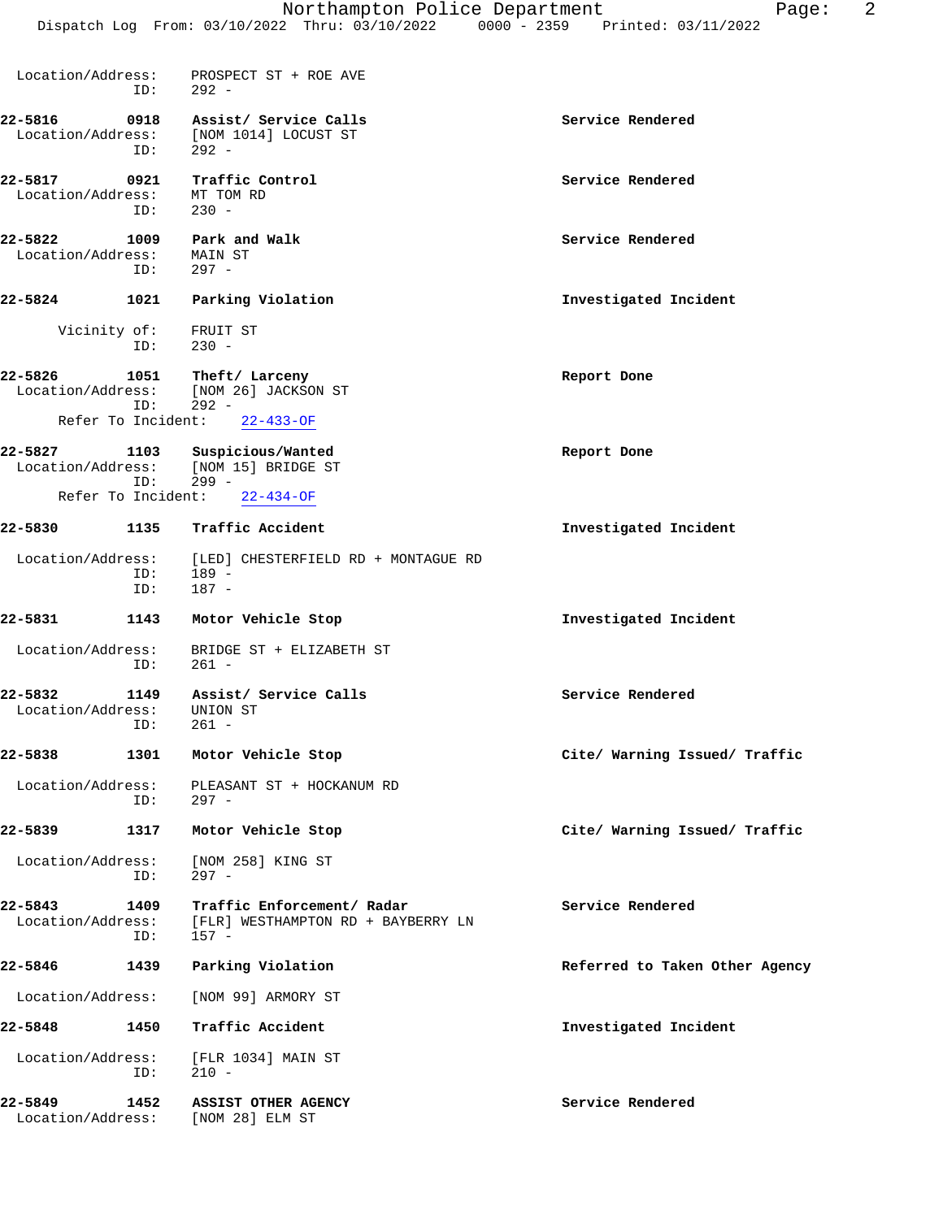Location/Address: PROSPECT ST + ROE AVE
ID: 292 -

**22-5816 0918 Assist/ Service Calls** — Service Rendered
Location/Address: [NOM 1014] LOCUST ST
ID: 292 -

**22-5817 0921 Traffic Control** — Service Rendered
Location/Address: MT TOM RD
ID: 230 -

**22-5822 1009 Park and Walk** — Service Rendered
Location/Address: MAIN ST
ID: 297 -

**22-5824 1021 Parking Violation** — Investigated Incident
Vicinity of: FRUIT ST
ID: 230 -

**22-5826 1051 Theft/ Larceny** — Report Done
Location/Address: [NOM 26] JACKSON ST
ID: 292 -
Refer To Incident: 22-433-OF

**22-5827 1103 Suspicious/Wanted** — Report Done
Location/Address: [NOM 15] BRIDGE ST
ID: 299 -
Refer To Incident: 22-434-OF

**22-5830 1135 Traffic Accident** — Investigated Incident
Location/Address: [LED] CHESTERFIELD RD + MONTAGUE RD
ID: 189 -
ID: 187 -

**22-5831 1143 Motor Vehicle Stop** — Investigated Incident
Location/Address: BRIDGE ST + ELIZABETH ST
ID: 261 -

**22-5832 1149 Assist/ Service Calls** — Service Rendered
Location/Address: UNION ST
ID: 261 -

**22-5838 1301 Motor Vehicle Stop** — Cite/ Warning Issued/ Traffic
Location/Address: PLEASANT ST + HOCKANUM RD
ID: 297 -

**22-5839 1317 Motor Vehicle Stop** — Cite/ Warning Issued/ Traffic
Location/Address: [NOM 258] KING ST
ID: 297 -

**22-5843 1409 Traffic Enforcement/ Radar** — Service Rendered
Location/Address: [FLR] WESTHAMPTON RD + BAYBERRY LN
ID: 157 -

**22-5846 1439 Parking Violation** — Referred to Taken Other Agency
Location/Address: [NOM 99] ARMORY ST

**22-5848 1450 Traffic Accident** — Investigated Incident
Location/Address: [FLR 1034] MAIN ST
ID: 210 -

**22-5849 1452 ASSIST OTHER AGENCY** — Service Rendered
Location/Address: [NOM 28] ELM ST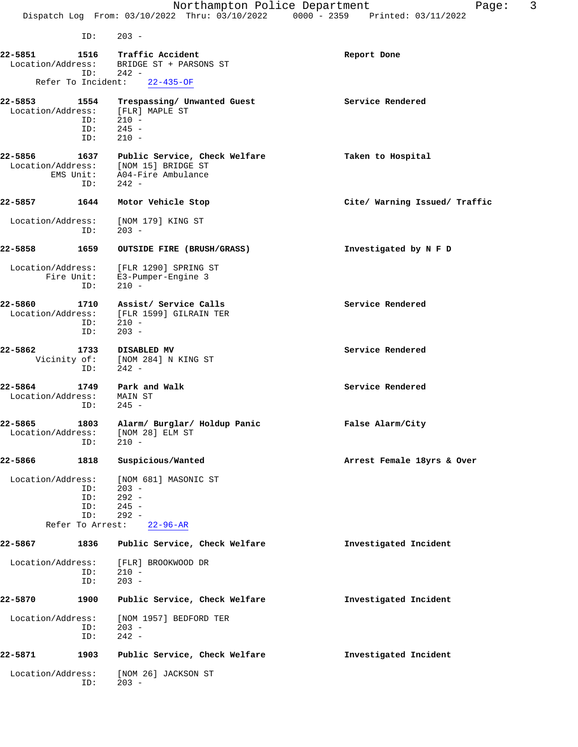ID: 203 -

**22-5851 1516 Traffic Accident** — **Report Done**
Location/Address: BRIDGE ST + PARSONS ST
ID: 242 -
Refer To Incident: 22-435-OF

**22-5853 1554 Trespassing/ Unwanted Guest** — **Service Rendered**
Location/Address: [FLR] MAPLE ST
ID: 210 -
ID: 245 -
ID: 210 -

**22-5856 1637 Public Service, Check Welfare** — **Taken to Hospital**
Location/Address: [NOM 15] BRIDGE ST
EMS Unit: A04-Fire Ambulance
ID: 242 -

**22-5857 1644 Motor Vehicle Stop** — **Cite/ Warning Issued/ Traffic**
Location/Address: [NOM 179] KING ST
ID: 203 -

**22-5858 1659 OUTSIDE FIRE (BRUSH/GRASS)** — **Investigated by N F D**
Location/Address: [FLR 1290] SPRING ST
Fire Unit: E3-Pumper-Engine 3
ID: 210 -

**22-5860 1710 Assist/ Service Calls** — **Service Rendered**
Location/Address: [FLR 1599] GILRAIN TER
ID: 210 -
ID: 203 -

**22-5862 1733 DISABLED MV** — **Service Rendered**
Vicinity of: [NOM 284] N KING ST
ID: 242 -

**22-5864 1749 Park and Walk** — **Service Rendered**
Location/Address: MAIN ST
ID: 245 -

**22-5865 1803 Alarm/ Burglar/ Holdup Panic** — **False Alarm/City**
Location/Address: [NOM 28] ELM ST
ID: 210 -

**22-5866 1818 Suspicious/Wanted** — **Arrest Female 18yrs & Over**
Location/Address: [NOM 681] MASONIC ST
ID: 203 -
ID: 292 -
ID: 245 -
ID: 292 -
Refer To Arrest: 22-96-AR

**22-5867 1836 Public Service, Check Welfare** — **Investigated Incident**
Location/Address: [FLR] BROOKWOOD DR
ID: 210 -
ID: 203 -

**22-5870 1900 Public Service, Check Welfare** — **Investigated Incident**
Location/Address: [NOM 1957] BEDFORD TER
ID: 203 -
ID: 242 -

**22-5871 1903 Public Service, Check Welfare** — **Investigated Incident**
Location/Address: [NOM 26] JACKSON ST
ID: 203 -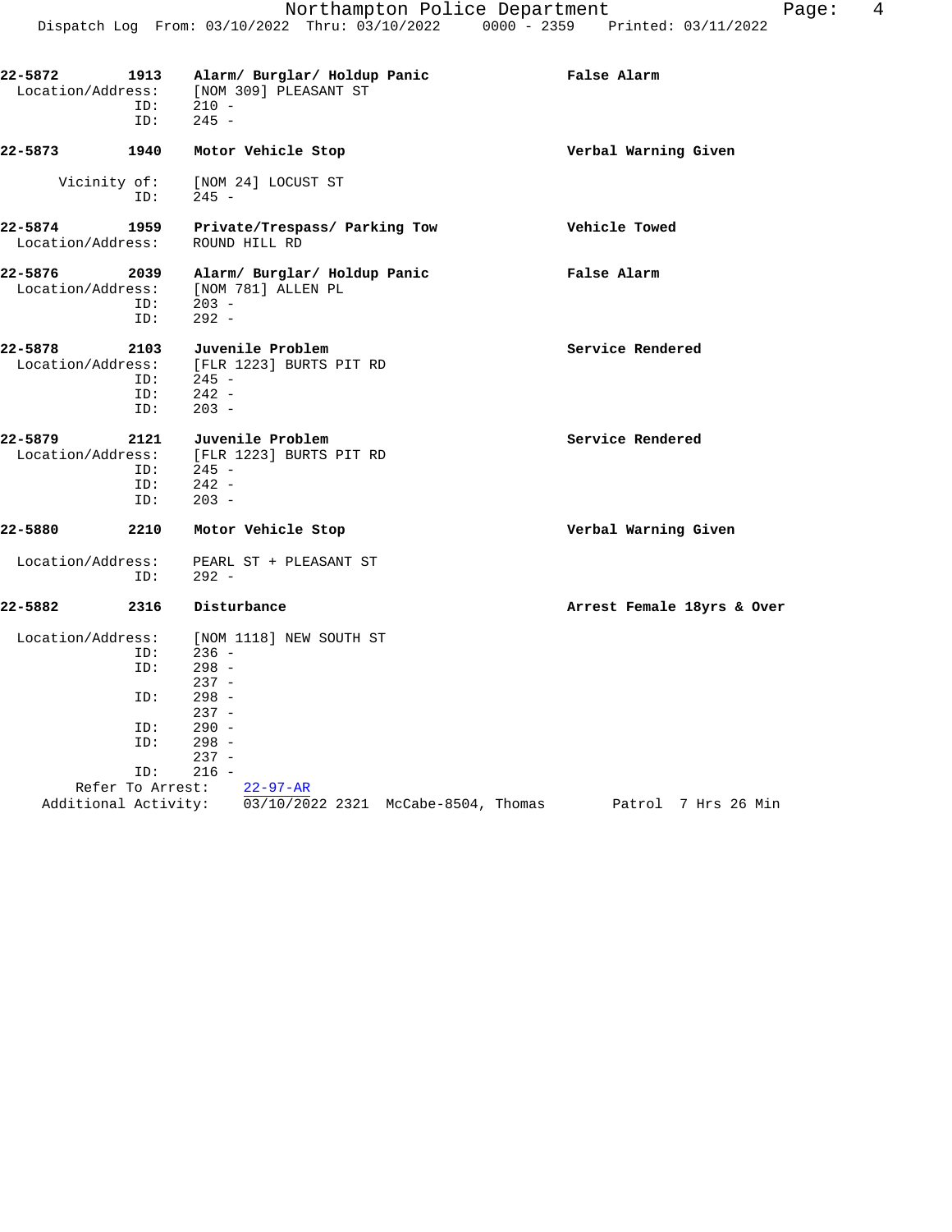**22-5872 1913 Alarm/ Burglar/ Holdup Panic — False Alarm**

Location/Address: [NOM 309] PLEASANT ST
ID: 210 -
ID: 245 -

**22-5873 1940 Motor Vehicle Stop — Verbal Warning Given**

Vicinity of: [NOM 24] LOCUST ST
ID: 245 -

**22-5874 1959 Private/Trespass/ Parking Tow — Vehicle Towed**

Location/Address: ROUND HILL RD

**22-5876 2039 Alarm/ Burglar/ Holdup Panic — False Alarm**

Location/Address: [NOM 781] ALLEN PL
ID: 203 -
ID: 292 -

**22-5878 2103 Juvenile Problem — Service Rendered**

Location/Address: [FLR 1223] BURTS PIT RD
ID: 245 -
ID: 242 -
ID: 203 -

**22-5879 2121 Juvenile Problem — Service Rendered**

Location/Address: [FLR 1223] BURTS PIT RD
ID: 245 -
ID: 242 -
ID: 203 -

**22-5880 2210 Motor Vehicle Stop — Verbal Warning Given**

Location/Address: PEARL ST + PLEASANT ST
ID: 292 -

**22-5882 2316 Disturbance — Arrest Female 18yrs & Over**

Location/Address: [NOM 1118] NEW SOUTH ST
ID: 236 -
ID: 298 -
237 -
ID: 298 -
237 -
ID: 290 -
ID: 298 -
237 -
ID: 216 -
Refer To Arrest: 22-97-AR
Additional Activity: 03/10/2022 2321 McCabe-8504, Thomas Patrol 7 Hrs 26 Min